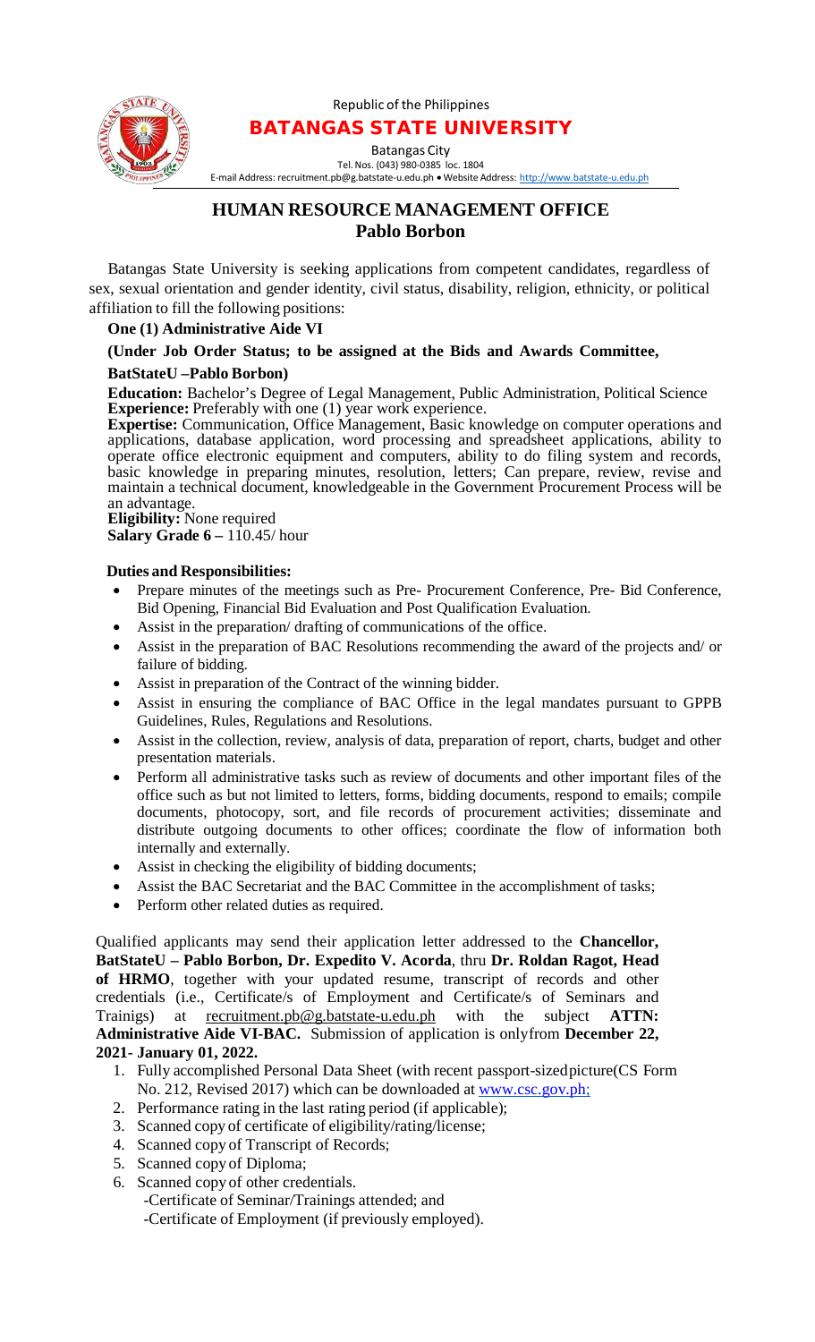Republic of the Philippines

# BATANGAS STATE UNIVERSITY

Batangas City
Tel. Nos. (043) 980-0385 loc. 1804
E-mail Address: recruitment.pb@g.batstate-u.edu.ph • Website Address: http://www.batstate-u.edu.ph

## HUMAN RESOURCE MANAGEMENT OFFICE
## Pablo Borbon

Batangas State University is seeking applications from competent candidates, regardless of sex, sexual orientation and gender identity, civil status, disability, religion, ethnicity, or political affiliation to fill the following positions:

**One (1) Administrative Aide VI**

**(Under Job Order Status; to be assigned at the Bids and Awards Committee, BatStateU –Pablo Borbon)**

**Education:** Bachelor's Degree of Legal Management, Public Administration, Political Science
**Experience:** Preferably with one (1) year work experience.
**Expertise:** Communication, Office Management, Basic knowledge on computer operations and applications, database application, word processing and spreadsheet applications, ability to operate office electronic equipment and computers, ability to do filing system and records, basic knowledge in preparing minutes, resolution, letters; Can prepare, review, revise and maintain a technical document, knowledgeable in the Government Procurement Process will be an advantage.
**Eligibility:** None required
**Salary Grade 6 –** 110.45/ hour

**Duties and Responsibilities:**

- Prepare minutes of the meetings such as Pre- Procurement Conference, Pre- Bid Conference, Bid Opening, Financial Bid Evaluation and Post Qualification Evaluation.
- Assist in the preparation/ drafting of communications of the office.
- Assist in the preparation of BAC Resolutions recommending the award of the projects and/ or failure of bidding.
- Assist in preparation of the Contract of the winning bidder.
- Assist in ensuring the compliance of BAC Office in the legal mandates pursuant to GPPB Guidelines, Rules, Regulations and Resolutions.
- Assist in the collection, review, analysis of data, preparation of report, charts, budget and other presentation materials.
- Perform all administrative tasks such as review of documents and other important files of the office such as but not limited to letters, forms, bidding documents, respond to emails; compile documents, photocopy, sort, and file records of procurement activities; disseminate and distribute outgoing documents to other offices; coordinate the flow of information both internally and externally.
- Assist in checking the eligibility of bidding documents;
- Assist the BAC Secretariat and the BAC Committee in the accomplishment of tasks;
- Perform other related duties as required.

Qualified applicants may send their application letter addressed to the **Chancellor, BatStateU – Pablo Borbon, Dr. Expedito V. Acorda**, thru **Dr. Roldan Ragot, Head of HRMO**, together with your updated resume, transcript of records and other credentials (i.e., Certificate/s of Employment and Certificate/s of Seminars and Trainigs) at recruitment.pb@g.batstate-u.edu.ph with the subject **ATTN: Administrative Aide VI-BAC.** Submission of application is onlyfrom **December 22, 2021- January 01, 2022.**

1. Fully accomplished Personal Data Sheet (with recent passport-sizedpicture(CS Form No. 212, Revised 2017) which can be downloaded at www.csc.gov.ph;
2. Performance rating in the last rating period (if applicable);
3. Scanned copy of certificate of eligibility/rating/license;
4. Scanned copy of Transcript of Records;
5. Scanned copy of Diploma;
6. Scanned copy of other credentials.
   - Certificate of Seminar/Trainings attended; and
   - Certificate of Employment (if previously employed).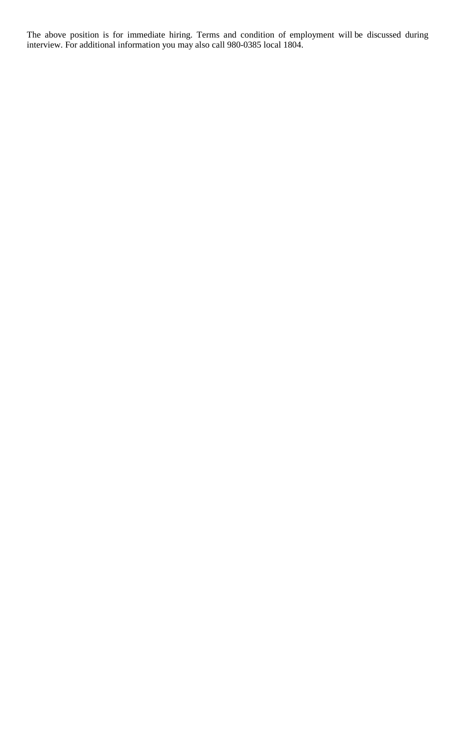The above position is for immediate hiring. Terms and condition of employment will be discussed during interview. For additional information you may also call 980-0385 local 1804.